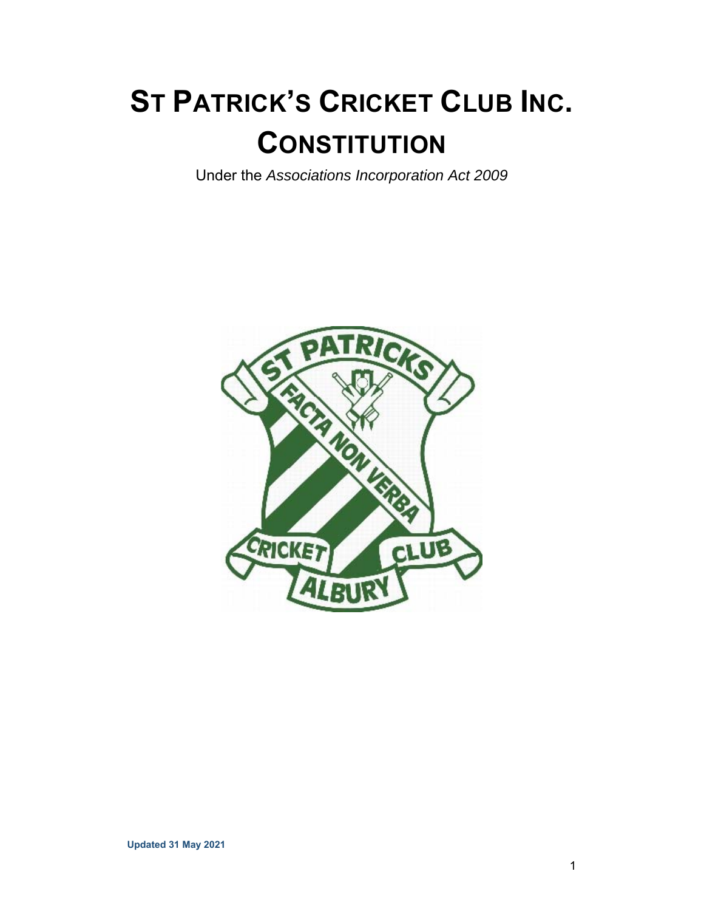# ST PATRICK'S CRICKET CLUB INC. CONSTITUTION

Under the *Associations Incorporation Act 2009*

**Updated 31 May 2021**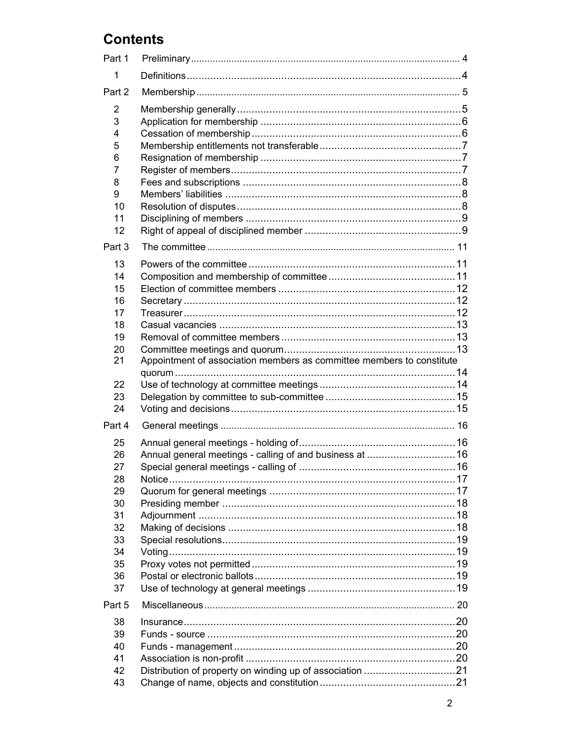# Contents

Part 1 Preliminary ... 4

1 Definitions ... 4

Part 2 Membership ... 5

2 Membership generally ... 5
3 Application for membership ... 6
4 Cessation of membership ... 6
5 Membership entitlements not transferable ... 7
6 Resignation of membership ... 7
7 Register of members ... 7
8 Fees and subscriptions ... 8
9 Members' liabilities ... 8
10 Resolution of disputes ... 8
11 Disciplining of members ... 9
12 Right of appeal of disciplined member ... 9

Part 3 The committee ... 11

13 Powers of the committee ... 11
14 Composition and membership of committee ... 11
15 Election of committee members ... 12
16 Secretary ... 12
17 Treasurer ... 12
18 Casual vacancies ... 13
19 Removal of committee members ... 13
20 Committee meetings and quorum ... 13
21 Appointment of association members as committee members to constitute quorum ... 14
22 Use of technology at committee meetings ... 14
23 Delegation by committee to sub-committee ... 15
24 Voting and decisions ... 15

Part 4 General meetings ... 16

25 Annual general meetings - holding of ... 16
26 Annual general meetings - calling of and business at ... 16
27 Special general meetings - calling of ... 16
28 Notice ... 17
29 Quorum for general meetings ... 17
30 Presiding member ... 18
31 Adjournment ... 18
32 Making of decisions ... 18
33 Special resolutions ... 19
34 Voting ... 19
35 Proxy votes not permitted ... 19
36 Postal or electronic ballots ... 19
37 Use of technology at general meetings ... 19

Part 5 Miscellaneous ... 20

38 Insurance ... 20
39 Funds - source ... 20
40 Funds - management ... 20
41 Association is non-profit ... 20
42 Distribution of property on winding up of association ... 21
43 Change of name, objects and constitution ... 21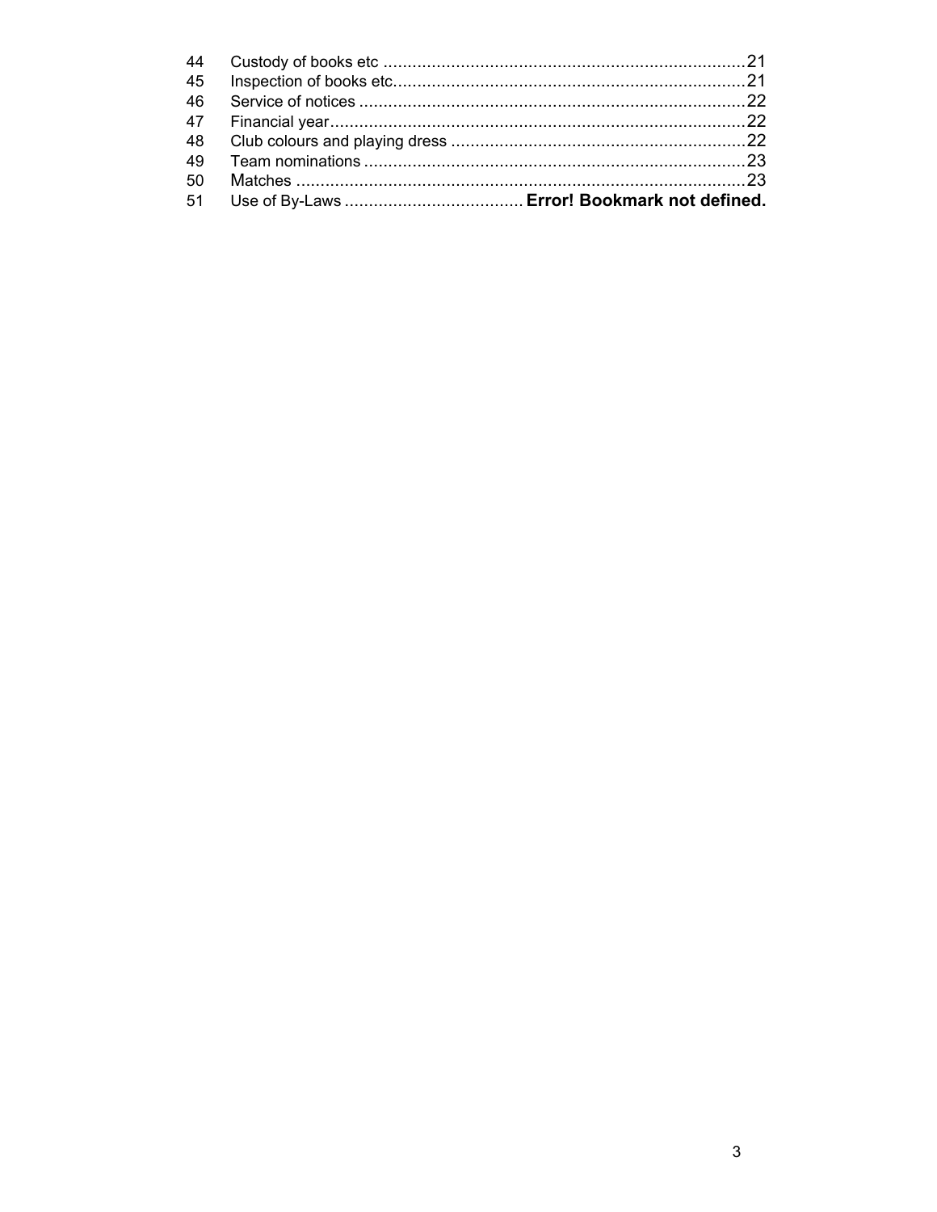| | | |
|---|---|---|
| 44 | Custody of books etc | 21 |
| 45 | Inspection of books etc. | 21 |
| 46 | Service of notices | 22 |
| 47 | Financial year | 22 |
| 48 | Club colours and playing dress | 22 |
| 49 | Team nominations | 23 |
| 50 | Matches | 23 |
| 51 | Use of By-Laws | **Error! Bookmark not defined.** |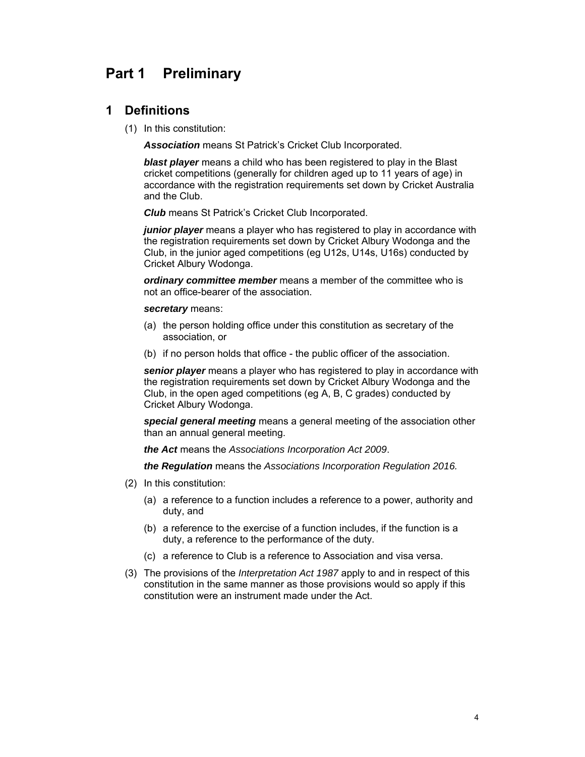# Part 1 Preliminary

## 1 Definitions

(1) In this constitution:

***Association*** means St Patrick's Cricket Club Incorporated.

***blast player*** means a child who has been registered to play in the Blast cricket competitions (generally for children aged up to 11 years of age) in accordance with the registration requirements set down by Cricket Australia and the Club.

***Club*** means St Patrick's Cricket Club Incorporated.

***junior player*** means a player who has registered to play in accordance with the registration requirements set down by Cricket Albury Wodonga and the Club, in the junior aged competitions (eg U12s, U14s, U16s) conducted by Cricket Albury Wodonga.

***ordinary committee member*** means a member of the committee who is not an office-bearer of the association.

***secretary*** means:

(a) the person holding office under this constitution as secretary of the association, or

(b) if no person holds that office - the public officer of the association.

***senior player*** means a player who has registered to play in accordance with the registration requirements set down by Cricket Albury Wodonga and the Club, in the open aged competitions (eg A, B, C grades) conducted by Cricket Albury Wodonga.

***special general meeting*** means a general meeting of the association other than an annual general meeting.

***the Act*** means the *Associations Incorporation Act 2009*.

***the Regulation*** means the *Associations Incorporation Regulation 2016.*

(2) In this constitution:

(a) a reference to a function includes a reference to a power, authority and duty, and

(b) a reference to the exercise of a function includes, if the function is a duty, a reference to the performance of the duty.

(c) a reference to Club is a reference to Association and visa versa.

(3) The provisions of the *Interpretation Act 1987* apply to and in respect of this constitution in the same manner as those provisions would so apply if this constitution were an instrument made under the Act.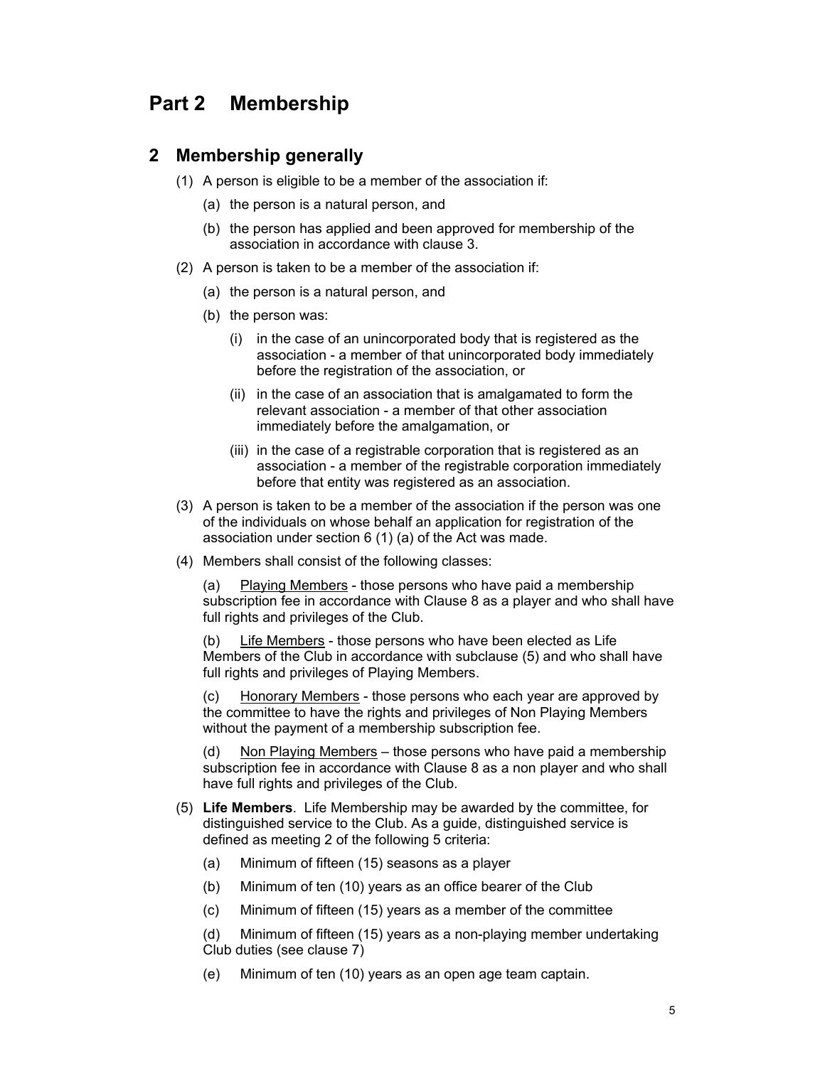# Part 2 Membership

## 2 Membership generally

(1) A person is eligible to be a member of the association if:

(a) the person is a natural person, and

(b) the person has applied and been approved for membership of the association in accordance with clause 3.

(2) A person is taken to be a member of the association if:

(a) the person is a natural person, and

(b) the person was:

(i) in the case of an unincorporated body that is registered as the association - a member of that unincorporated body immediately before the registration of the association, or

(ii) in the case of an association that is amalgamated to form the relevant association - a member of that other association immediately before the amalgamation, or

(iii) in the case of a registrable corporation that is registered as an association - a member of the registrable corporation immediately before that entity was registered as an association.

(3) A person is taken to be a member of the association if the person was one of the individuals on whose behalf an application for registration of the association under section 6 (1) (a) of the Act was made.

(4) Members shall consist of the following classes:

(a) Playing Members - those persons who have paid a membership subscription fee in accordance with Clause 8 as a player and who shall have full rights and privileges of the Club.

(b) Life Members - those persons who have been elected as Life Members of the Club in accordance with subclause (5) and who shall have full rights and privileges of Playing Members.

(c) Honorary Members - those persons who each year are approved by the committee to have the rights and privileges of Non Playing Members without the payment of a membership subscription fee.

(d) Non Playing Members – those persons who have paid a membership subscription fee in accordance with Clause 8 as a non player and who shall have full rights and privileges of the Club.

(5) **Life Members**. Life Membership may be awarded by the committee, for distinguished service to the Club. As a guide, distinguished service is defined as meeting 2 of the following 5 criteria:

(a) Minimum of fifteen (15) seasons as a player

(b) Minimum of ten (10) years as an office bearer of the Club

(c) Minimum of fifteen (15) years as a member of the committee

(d) Minimum of fifteen (15) years as a non-playing member undertaking Club duties (see clause 7)

(e) Minimum of ten (10) years as an open age team captain.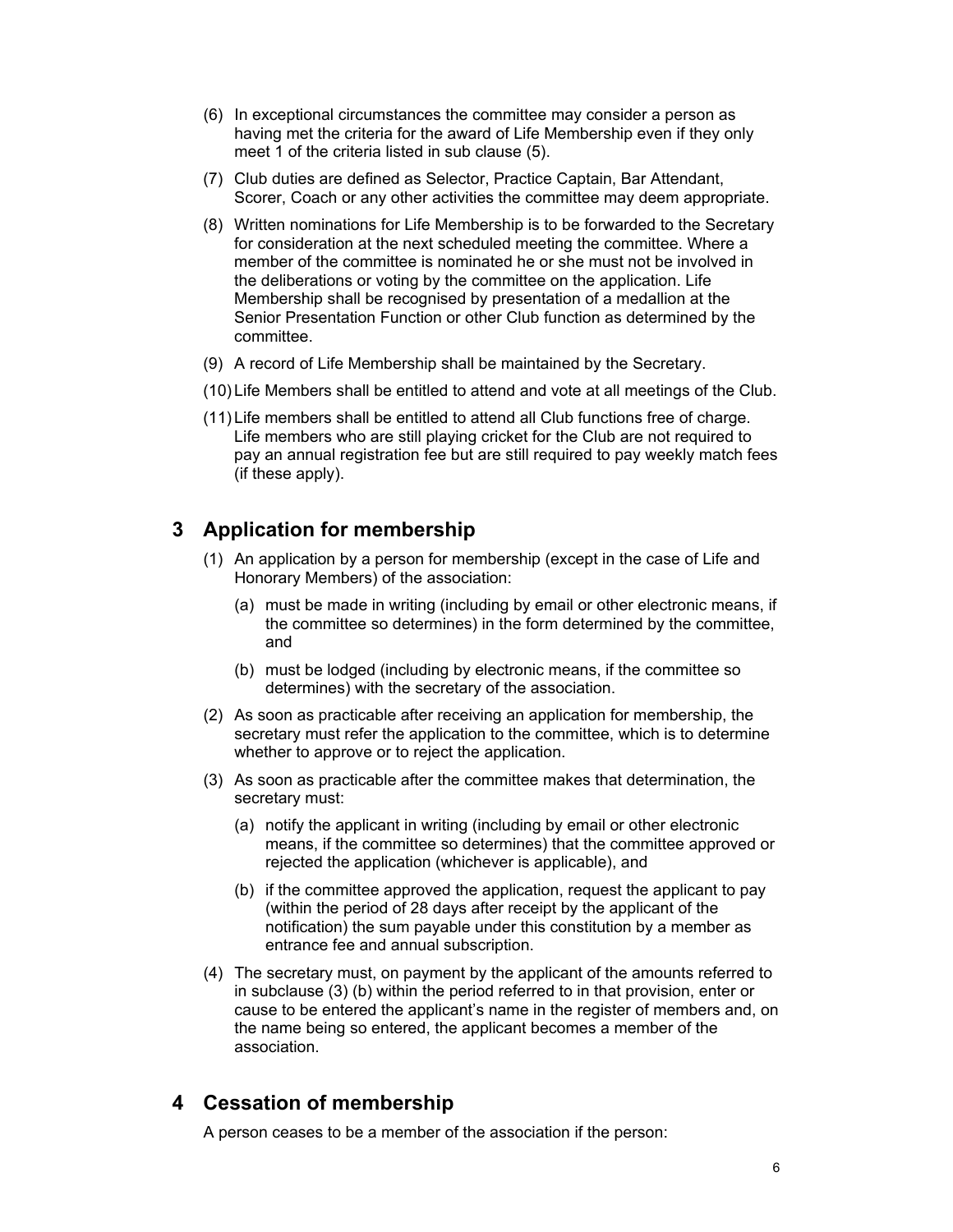(6) In exceptional circumstances the committee may consider a person as having met the criteria for the award of Life Membership even if they only meet 1 of the criteria listed in sub clause (5).

(7) Club duties are defined as Selector, Practice Captain, Bar Attendant, Scorer, Coach or any other activities the committee may deem appropriate.

(8) Written nominations for Life Membership is to be forwarded to the Secretary for consideration at the next scheduled meeting the committee. Where a member of the committee is nominated he or she must not be involved in the deliberations or voting by the committee on the application. Life Membership shall be recognised by presentation of a medallion at the Senior Presentation Function or other Club function as determined by the committee.

(9) A record of Life Membership shall be maintained by the Secretary.

(10) Life Members shall be entitled to attend and vote at all meetings of the Club.

(11) Life members shall be entitled to attend all Club functions free of charge. Life members who are still playing cricket for the Club are not required to pay an annual registration fee but are still required to pay weekly match fees (if these apply).

## 3 Application for membership

(1) An application by a person for membership (except in the case of Life and Honorary Members) of the association:

(a) must be made in writing (including by email or other electronic means, if the committee so determines) in the form determined by the committee, and

(b) must be lodged (including by electronic means, if the committee so determines) with the secretary of the association.

(2) As soon as practicable after receiving an application for membership, the secretary must refer the application to the committee, which is to determine whether to approve or to reject the application.

(3) As soon as practicable after the committee makes that determination, the secretary must:

(a) notify the applicant in writing (including by email or other electronic means, if the committee so determines) that the committee approved or rejected the application (whichever is applicable), and

(b) if the committee approved the application, request the applicant to pay (within the period of 28 days after receipt by the applicant of the notification) the sum payable under this constitution by a member as entrance fee and annual subscription.

(4) The secretary must, on payment by the applicant of the amounts referred to in subclause (3) (b) within the period referred to in that provision, enter or cause to be entered the applicant's name in the register of members and, on the name being so entered, the applicant becomes a member of the association.

## 4 Cessation of membership

A person ceases to be a member of the association if the person: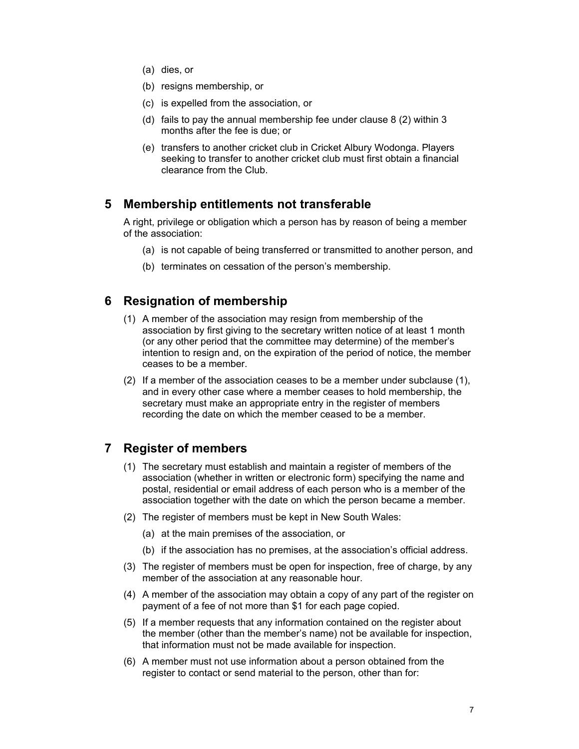(a) dies, or

(b) resigns membership, or

(c) is expelled from the association, or

(d) fails to pay the annual membership fee under clause 8 (2) within 3 months after the fee is due; or

(e) transfers to another cricket club in Cricket Albury Wodonga. Players seeking to transfer to another cricket club must first obtain a financial clearance from the Club.

## 5 Membership entitlements not transferable

A right, privilege or obligation which a person has by reason of being a member of the association:

(a) is not capable of being transferred or transmitted to another person, and

(b) terminates on cessation of the person's membership.

## 6 Resignation of membership

(1) A member of the association may resign from membership of the association by first giving to the secretary written notice of at least 1 month (or any other period that the committee may determine) of the member's intention to resign and, on the expiration of the period of notice, the member ceases to be a member.

(2) If a member of the association ceases to be a member under subclause (1), and in every other case where a member ceases to hold membership, the secretary must make an appropriate entry in the register of members recording the date on which the member ceased to be a member.

## 7 Register of members

(1) The secretary must establish and maintain a register of members of the association (whether in written or electronic form) specifying the name and postal, residential or email address of each person who is a member of the association together with the date on which the person became a member.

(2) The register of members must be kept in New South Wales:

(a) at the main premises of the association, or

(b) if the association has no premises, at the association's official address.

(3) The register of members must be open for inspection, free of charge, by any member of the association at any reasonable hour.

(4) A member of the association may obtain a copy of any part of the register on payment of a fee of not more than $1 for each page copied.

(5) If a member requests that any information contained on the register about the member (other than the member's name) not be available for inspection, that information must not be made available for inspection.

(6) A member must not use information about a person obtained from the register to contact or send material to the person, other than for: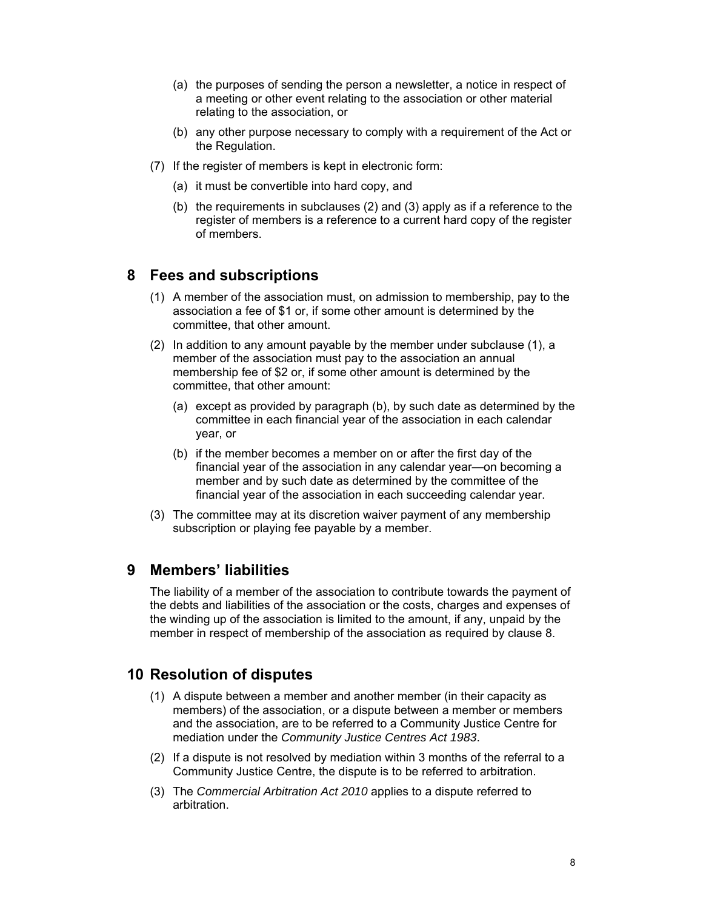(a) the purposes of sending the person a newsletter, a notice in respect of a meeting or other event relating to the association or other material relating to the association, or

(b) any other purpose necessary to comply with a requirement of the Act or the Regulation.

(7) If the register of members is kept in electronic form:

(a) it must be convertible into hard copy, and

(b) the requirements in subclauses (2) and (3) apply as if a reference to the register of members is a reference to a current hard copy of the register of members.

## 8 Fees and subscriptions

(1) A member of the association must, on admission to membership, pay to the association a fee of $1 or, if some other amount is determined by the committee, that other amount.

(2) In addition to any amount payable by the member under subclause (1), a member of the association must pay to the association an annual membership fee of $2 or, if some other amount is determined by the committee, that other amount:

(a) except as provided by paragraph (b), by such date as determined by the committee in each financial year of the association in each calendar year, or

(b) if the member becomes a member on or after the first day of the financial year of the association in any calendar year—on becoming a member and by such date as determined by the committee of the financial year of the association in each succeeding calendar year.

(3) The committee may at its discretion waiver payment of any membership subscription or playing fee payable by a member.

## 9 Members' liabilities

The liability of a member of the association to contribute towards the payment of the debts and liabilities of the association or the costs, charges and expenses of the winding up of the association is limited to the amount, if any, unpaid by the member in respect of membership of the association as required by clause 8.

## 10 Resolution of disputes

(1) A dispute between a member and another member (in their capacity as members) of the association, or a dispute between a member or members and the association, are to be referred to a Community Justice Centre for mediation under the *Community Justice Centres Act 1983*.

(2) If a dispute is not resolved by mediation within 3 months of the referral to a Community Justice Centre, the dispute is to be referred to arbitration.

(3) The *Commercial Arbitration Act 2010* applies to a dispute referred to arbitration.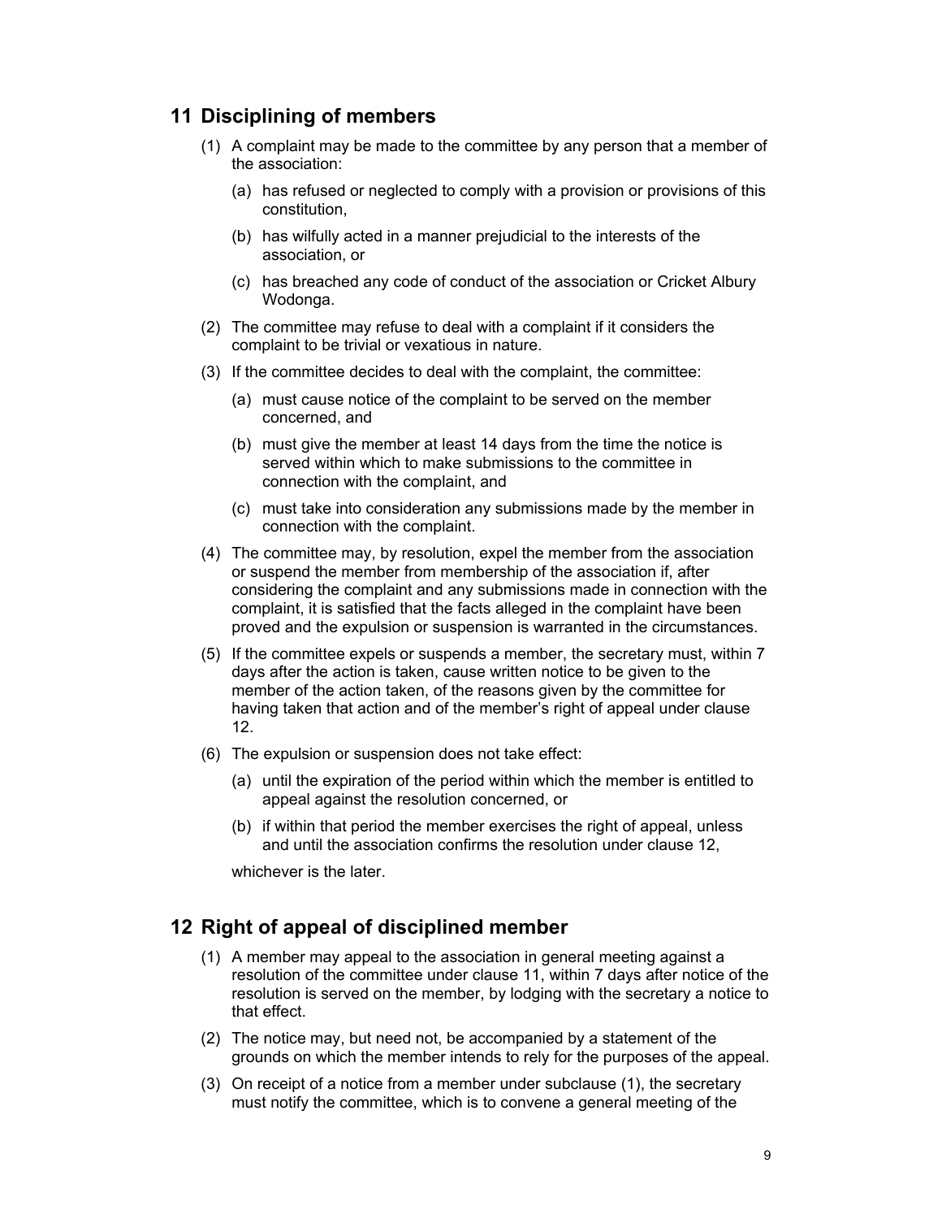## 11 Disciplining of members

(1) A complaint may be made to the committee by any person that a member of the association:

(a) has refused or neglected to comply with a provision or provisions of this constitution,

(b) has wilfully acted in a manner prejudicial to the interests of the association, or

(c) has breached any code of conduct of the association or Cricket Albury Wodonga.

(2) The committee may refuse to deal with a complaint if it considers the complaint to be trivial or vexatious in nature.

(3) If the committee decides to deal with the complaint, the committee:

(a) must cause notice of the complaint to be served on the member concerned, and

(b) must give the member at least 14 days from the time the notice is served within which to make submissions to the committee in connection with the complaint, and

(c) must take into consideration any submissions made by the member in connection with the complaint.

(4) The committee may, by resolution, expel the member from the association or suspend the member from membership of the association if, after considering the complaint and any submissions made in connection with the complaint, it is satisfied that the facts alleged in the complaint have been proved and the expulsion or suspension is warranted in the circumstances.

(5) If the committee expels or suspends a member, the secretary must, within 7 days after the action is taken, cause written notice to be given to the member of the action taken, of the reasons given by the committee for having taken that action and of the member's right of appeal under clause 12.

(6) The expulsion or suspension does not take effect:

(a) until the expiration of the period within which the member is entitled to appeal against the resolution concerned, or

(b) if within that period the member exercises the right of appeal, unless and until the association confirms the resolution under clause 12,

whichever is the later.

## 12 Right of appeal of disciplined member

(1) A member may appeal to the association in general meeting against a resolution of the committee under clause 11, within 7 days after notice of the resolution is served on the member, by lodging with the secretary a notice to that effect.

(2) The notice may, but need not, be accompanied by a statement of the grounds on which the member intends to rely for the purposes of the appeal.

(3) On receipt of a notice from a member under subclause (1), the secretary must notify the committee, which is to convene a general meeting of the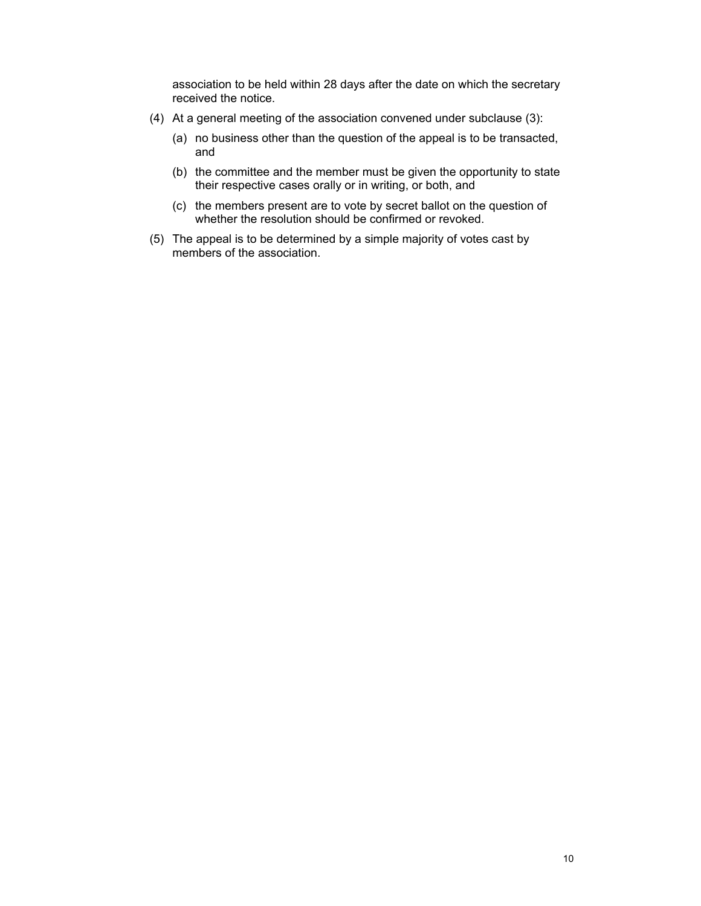association to be held within 28 days after the date on which the secretary received the notice.

(4) At a general meeting of the association convened under subclause (3):

   (a) no business other than the question of the appeal is to be transacted, and

   (b) the committee and the member must be given the opportunity to state their respective cases orally or in writing, or both, and

   (c) the members present are to vote by secret ballot on the question of whether the resolution should be confirmed or revoked.

(5) The appeal is to be determined by a simple majority of votes cast by members of the association.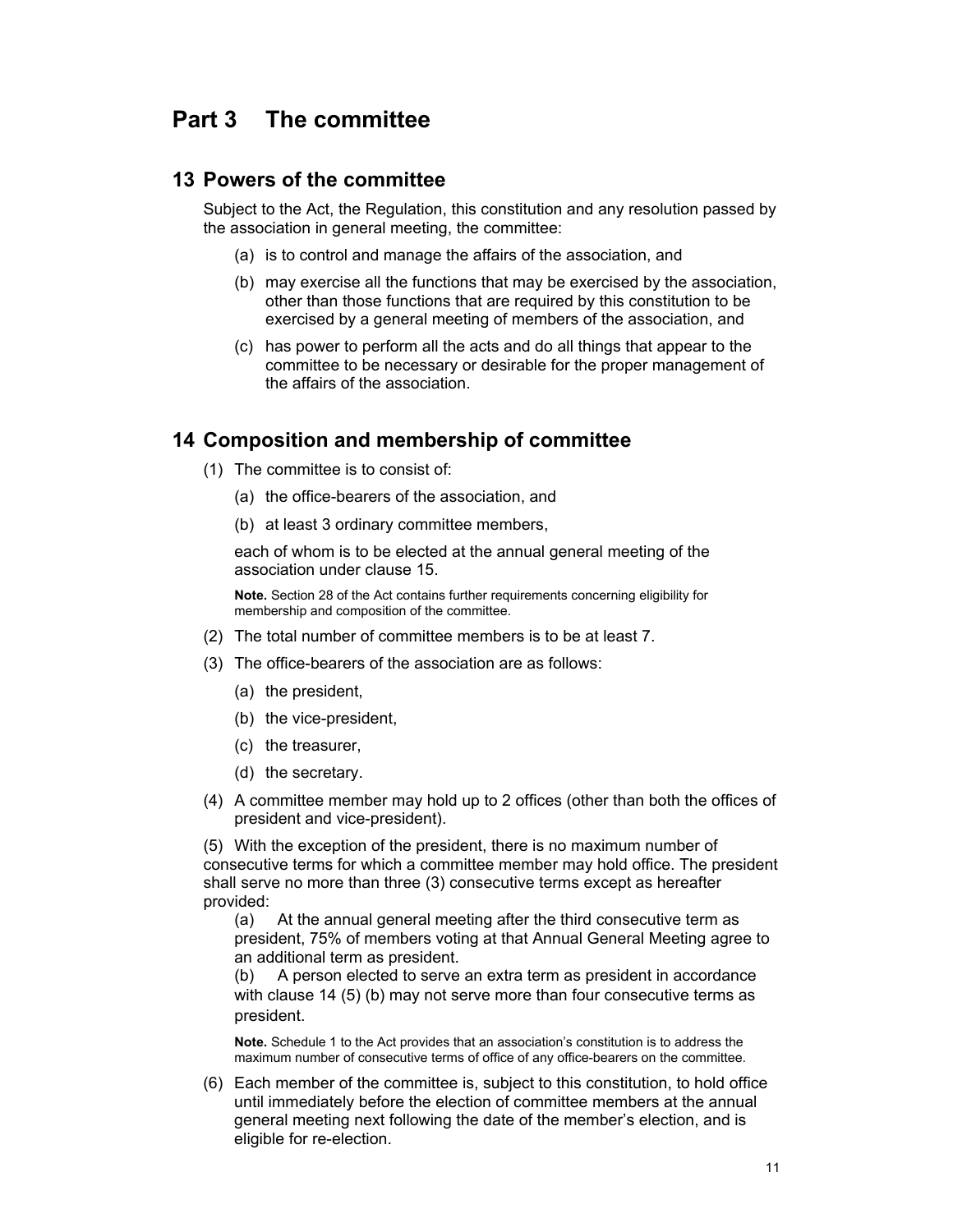# Part 3 The committee

## 13 Powers of the committee

Subject to the Act, the Regulation, this constitution and any resolution passed by the association in general meeting, the committee:

(a) is to control and manage the affairs of the association, and

(b) may exercise all the functions that may be exercised by the association, other than those functions that are required by this constitution to be exercised by a general meeting of members of the association, and

(c) has power to perform all the acts and do all things that appear to the committee to be necessary or desirable for the proper management of the affairs of the association.

## 14 Composition and membership of committee

(1) The committee is to consist of:

(a) the office-bearers of the association, and

(b) at least 3 ordinary committee members,

each of whom is to be elected at the annual general meeting of the association under clause 15.

**Note.** Section 28 of the Act contains further requirements concerning eligibility for membership and composition of the committee.

(2) The total number of committee members is to be at least 7.

(3) The office-bearers of the association are as follows:

(a) the president,

(b) the vice-president,

(c) the treasurer,

(d) the secretary.

(4) A committee member may hold up to 2 offices (other than both the offices of president and vice-president).

(5) With the exception of the president, there is no maximum number of consecutive terms for which a committee member may hold office. The president shall serve no more than three (3) consecutive terms except as hereafter provided:

(a) At the annual general meeting after the third consecutive term as president, 75% of members voting at that Annual General Meeting agree to an additional term as president.

(b) A person elected to serve an extra term as president in accordance with clause 14 (5) (b) may not serve more than four consecutive terms as president.

**Note.** Schedule 1 to the Act provides that an association's constitution is to address the maximum number of consecutive terms of office of any office-bearers on the committee.

(6) Each member of the committee is, subject to this constitution, to hold office until immediately before the election of committee members at the annual general meeting next following the date of the member's election, and is eligible for re-election.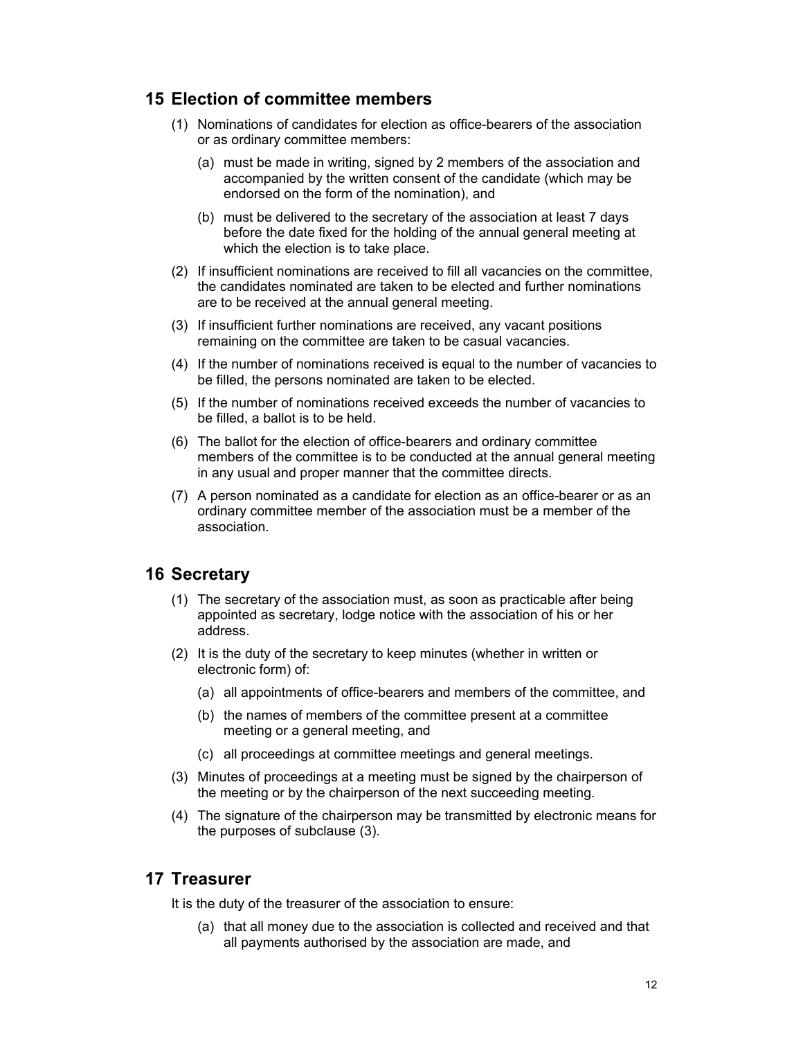## 15 Election of committee members

(1) Nominations of candidates for election as office-bearers of the association or as ordinary committee members:

(a) must be made in writing, signed by 2 members of the association and accompanied by the written consent of the candidate (which may be endorsed on the form of the nomination), and

(b) must be delivered to the secretary of the association at least 7 days before the date fixed for the holding of the annual general meeting at which the election is to take place.

(2) If insufficient nominations are received to fill all vacancies on the committee, the candidates nominated are taken to be elected and further nominations are to be received at the annual general meeting.

(3) If insufficient further nominations are received, any vacant positions remaining on the committee are taken to be casual vacancies.

(4) If the number of nominations received is equal to the number of vacancies to be filled, the persons nominated are taken to be elected.

(5) If the number of nominations received exceeds the number of vacancies to be filled, a ballot is to be held.

(6) The ballot for the election of office-bearers and ordinary committee members of the committee is to be conducted at the annual general meeting in any usual and proper manner that the committee directs.

(7) A person nominated as a candidate for election as an office-bearer or as an ordinary committee member of the association must be a member of the association.

## 16 Secretary

(1) The secretary of the association must, as soon as practicable after being appointed as secretary, lodge notice with the association of his or her address.

(2) It is the duty of the secretary to keep minutes (whether in written or electronic form) of:

(a) all appointments of office-bearers and members of the committee, and

(b) the names of members of the committee present at a committee meeting or a general meeting, and

(c) all proceedings at committee meetings and general meetings.

(3) Minutes of proceedings at a meeting must be signed by the chairperson of the meeting or by the chairperson of the next succeeding meeting.

(4) The signature of the chairperson may be transmitted by electronic means for the purposes of subclause (3).

## 17 Treasurer

It is the duty of the treasurer of the association to ensure:

(a) that all money due to the association is collected and received and that all payments authorised by the association are made, and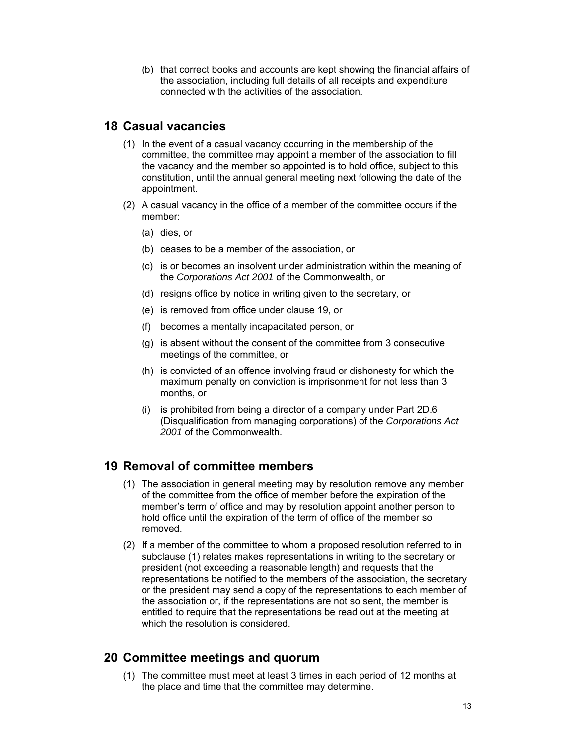(b) that correct books and accounts are kept showing the financial affairs of the association, including full details of all receipts and expenditure connected with the activities of the association.

## 18 Casual vacancies

(1) In the event of a casual vacancy occurring in the membership of the committee, the committee may appoint a member of the association to fill the vacancy and the member so appointed is to hold office, subject to this constitution, until the annual general meeting next following the date of the appointment.

(2) A casual vacancy in the office of a member of the committee occurs if the member:

(a) dies, or

(b) ceases to be a member of the association, or

(c) is or becomes an insolvent under administration within the meaning of the *Corporations Act 2001* of the Commonwealth, or

(d) resigns office by notice in writing given to the secretary, or

(e) is removed from office under clause 19, or

(f) becomes a mentally incapacitated person, or

(g) is absent without the consent of the committee from 3 consecutive meetings of the committee, or

(h) is convicted of an offence involving fraud or dishonesty for which the maximum penalty on conviction is imprisonment for not less than 3 months, or

(i) is prohibited from being a director of a company under Part 2D.6 (Disqualification from managing corporations) of the *Corporations Act 2001* of the Commonwealth.

## 19 Removal of committee members

(1) The association in general meeting may by resolution remove any member of the committee from the office of member before the expiration of the member's term of office and may by resolution appoint another person to hold office until the expiration of the term of office of the member so removed.

(2) If a member of the committee to whom a proposed resolution referred to in subclause (1) relates makes representations in writing to the secretary or president (not exceeding a reasonable length) and requests that the representations be notified to the members of the association, the secretary or the president may send a copy of the representations to each member of the association or, if the representations are not so sent, the member is entitled to require that the representations be read out at the meeting at which the resolution is considered.

## 20 Committee meetings and quorum

(1) The committee must meet at least 3 times in each period of 12 months at the place and time that the committee may determine.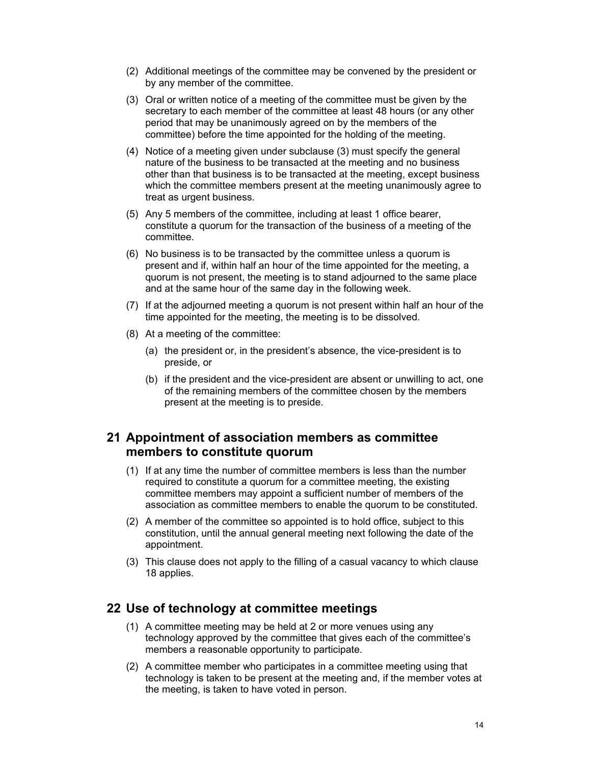(2) Additional meetings of the committee may be convened by the president or by any member of the committee.

(3) Oral or written notice of a meeting of the committee must be given by the secretary to each member of the committee at least 48 hours (or any other period that may be unanimously agreed on by the members of the committee) before the time appointed for the holding of the meeting.

(4) Notice of a meeting given under subclause (3) must specify the general nature of the business to be transacted at the meeting and no business other than that business is to be transacted at the meeting, except business which the committee members present at the meeting unanimously agree to treat as urgent business.

(5) Any 5 members of the committee, including at least 1 office bearer, constitute a quorum for the transaction of the business of a meeting of the committee.

(6) No business is to be transacted by the committee unless a quorum is present and if, within half an hour of the time appointed for the meeting, a quorum is not present, the meeting is to stand adjourned to the same place and at the same hour of the same day in the following week.

(7) If at the adjourned meeting a quorum is not present within half an hour of the time appointed for the meeting, the meeting is to be dissolved.

(8) At a meeting of the committee:

(a) the president or, in the president's absence, the vice-president is to preside, or

(b) if the president and the vice-president are absent or unwilling to act, one of the remaining members of the committee chosen by the members present at the meeting is to preside.

## 21 Appointment of association members as committee members to constitute quorum

(1) If at any time the number of committee members is less than the number required to constitute a quorum for a committee meeting, the existing committee members may appoint a sufficient number of members of the association as committee members to enable the quorum to be constituted.

(2) A member of the committee so appointed is to hold office, subject to this constitution, until the annual general meeting next following the date of the appointment.

(3) This clause does not apply to the filling of a casual vacancy to which clause 18 applies.

## 22 Use of technology at committee meetings

(1) A committee meeting may be held at 2 or more venues using any technology approved by the committee that gives each of the committee's members a reasonable opportunity to participate.

(2) A committee member who participates in a committee meeting using that technology is taken to be present at the meeting and, if the member votes at the meeting, is taken to have voted in person.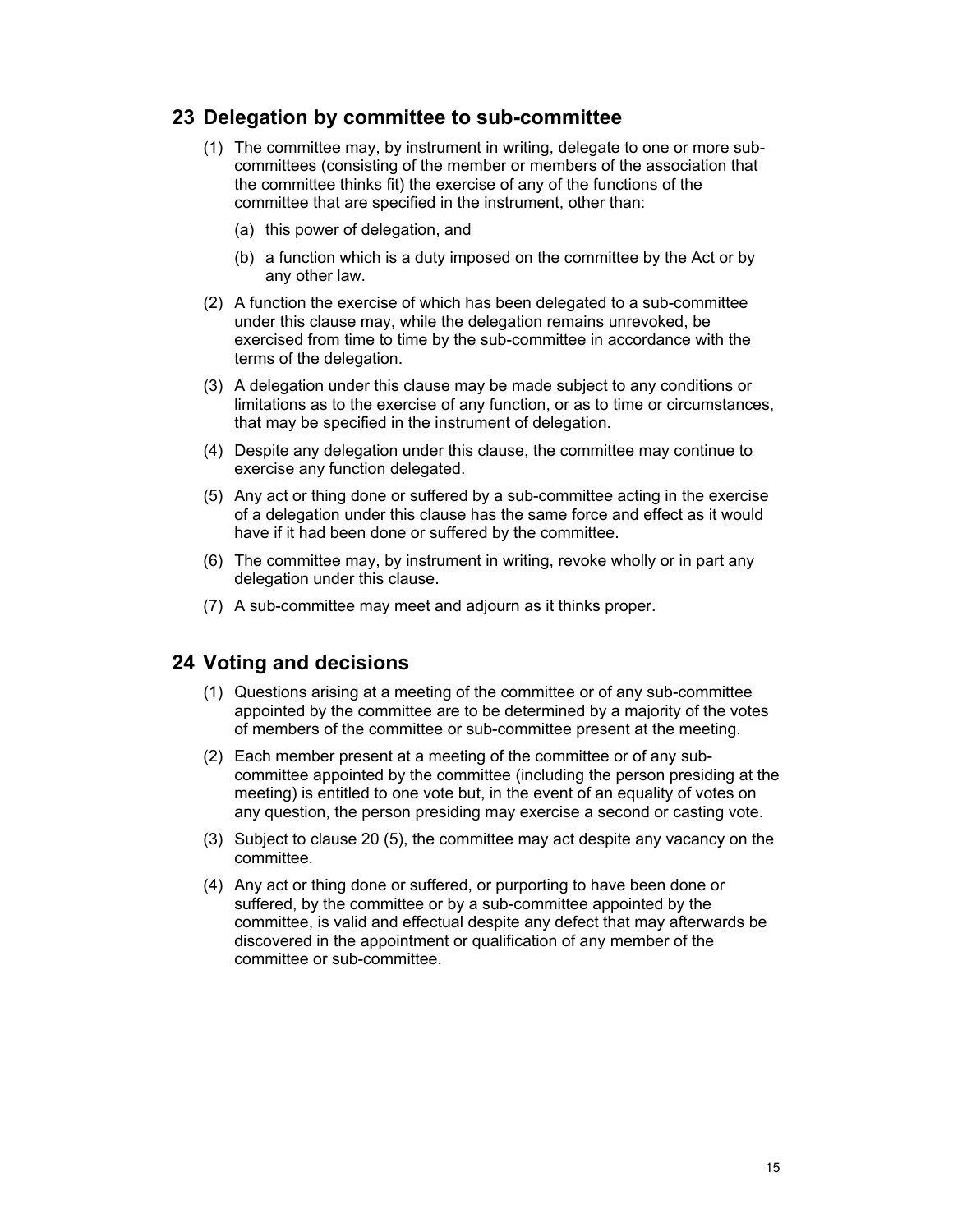## 23 Delegation by committee to sub-committee

(1) The committee may, by instrument in writing, delegate to one or more sub-committees (consisting of the member or members of the association that the committee thinks fit) the exercise of any of the functions of the committee that are specified in the instrument, other than:

(a) this power of delegation, and

(b) a function which is a duty imposed on the committee by the Act or by any other law.

(2) A function the exercise of which has been delegated to a sub-committee under this clause may, while the delegation remains unrevoked, be exercised from time to time by the sub-committee in accordance with the terms of the delegation.

(3) A delegation under this clause may be made subject to any conditions or limitations as to the exercise of any function, or as to time or circumstances, that may be specified in the instrument of delegation.

(4) Despite any delegation under this clause, the committee may continue to exercise any function delegated.

(5) Any act or thing done or suffered by a sub-committee acting in the exercise of a delegation under this clause has the same force and effect as it would have if it had been done or suffered by the committee.

(6) The committee may, by instrument in writing, revoke wholly or in part any delegation under this clause.

(7) A sub-committee may meet and adjourn as it thinks proper.

## 24 Voting and decisions

(1) Questions arising at a meeting of the committee or of any sub-committee appointed by the committee are to be determined by a majority of the votes of members of the committee or sub-committee present at the meeting.

(2) Each member present at a meeting of the committee or of any sub-committee appointed by the committee (including the person presiding at the meeting) is entitled to one vote but, in the event of an equality of votes on any question, the person presiding may exercise a second or casting vote.

(3) Subject to clause 20 (5), the committee may act despite any vacancy on the committee.

(4) Any act or thing done or suffered, or purporting to have been done or suffered, by the committee or by a sub-committee appointed by the committee, is valid and effectual despite any defect that may afterwards be discovered in the appointment or qualification of any member of the committee or sub-committee.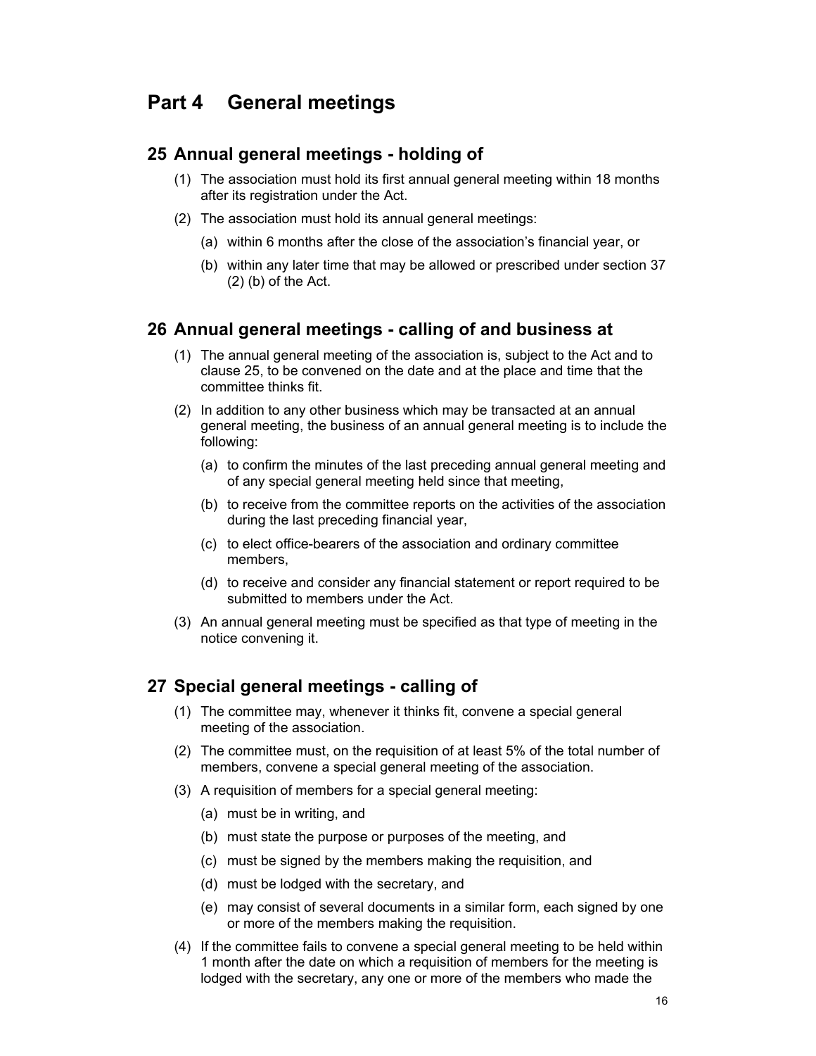# Part 4 General meetings

## 25 Annual general meetings - holding of

(1) The association must hold its first annual general meeting within 18 months after its registration under the Act.

(2) The association must hold its annual general meetings:

(a) within 6 months after the close of the association's financial year, or

(b) within any later time that may be allowed or prescribed under section 37 (2) (b) of the Act.

## 26 Annual general meetings - calling of and business at

(1) The annual general meeting of the association is, subject to the Act and to clause 25, to be convened on the date and at the place and time that the committee thinks fit.

(2) In addition to any other business which may be transacted at an annual general meeting, the business of an annual general meeting is to include the following:

(a) to confirm the minutes of the last preceding annual general meeting and of any special general meeting held since that meeting,

(b) to receive from the committee reports on the activities of the association during the last preceding financial year,

(c) to elect office-bearers of the association and ordinary committee members,

(d) to receive and consider any financial statement or report required to be submitted to members under the Act.

(3) An annual general meeting must be specified as that type of meeting in the notice convening it.

## 27 Special general meetings - calling of

(1) The committee may, whenever it thinks fit, convene a special general meeting of the association.

(2) The committee must, on the requisition of at least 5% of the total number of members, convene a special general meeting of the association.

(3) A requisition of members for a special general meeting:

(a) must be in writing, and

(b) must state the purpose or purposes of the meeting, and

(c) must be signed by the members making the requisition, and

(d) must be lodged with the secretary, and

(e) may consist of several documents in a similar form, each signed by one or more of the members making the requisition.

(4) If the committee fails to convene a special general meeting to be held within 1 month after the date on which a requisition of members for the meeting is lodged with the secretary, any one or more of the members who made the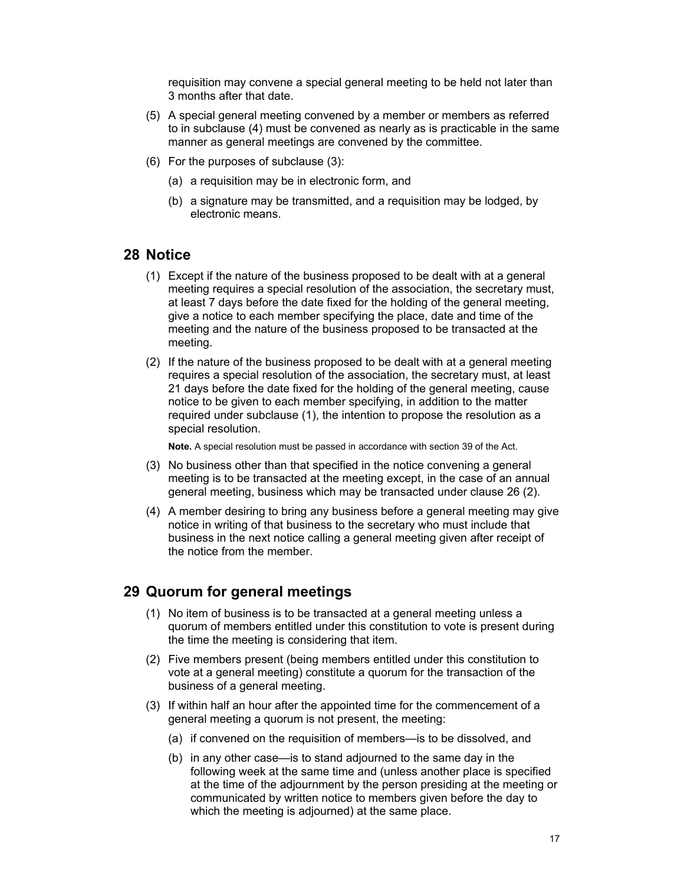requisition may convene a special general meeting to be held not later than 3 months after that date.

(5) A special general meeting convened by a member or members as referred to in subclause (4) must be convened as nearly as is practicable in the same manner as general meetings are convened by the committee.

(6) For the purposes of subclause (3):

(a) a requisition may be in electronic form, and

(b) a signature may be transmitted, and a requisition may be lodged, by electronic means.

## 28 Notice

(1) Except if the nature of the business proposed to be dealt with at a general meeting requires a special resolution of the association, the secretary must, at least 7 days before the date fixed for the holding of the general meeting, give a notice to each member specifying the place, date and time of the meeting and the nature of the business proposed to be transacted at the meeting.

(2) If the nature of the business proposed to be dealt with at a general meeting requires a special resolution of the association, the secretary must, at least 21 days before the date fixed for the holding of the general meeting, cause notice to be given to each member specifying, in addition to the matter required under subclause (1), the intention to propose the resolution as a special resolution.

**Note.** A special resolution must be passed in accordance with section 39 of the Act.

(3) No business other than that specified in the notice convening a general meeting is to be transacted at the meeting except, in the case of an annual general meeting, business which may be transacted under clause 26 (2).

(4) A member desiring to bring any business before a general meeting may give notice in writing of that business to the secretary who must include that business in the next notice calling a general meeting given after receipt of the notice from the member.

## 29 Quorum for general meetings

(1) No item of business is to be transacted at a general meeting unless a quorum of members entitled under this constitution to vote is present during the time the meeting is considering that item.

(2) Five members present (being members entitled under this constitution to vote at a general meeting) constitute a quorum for the transaction of the business of a general meeting.

(3) If within half an hour after the appointed time for the commencement of a general meeting a quorum is not present, the meeting:

(a) if convened on the requisition of members—is to be dissolved, and

(b) in any other case—is to stand adjourned to the same day in the following week at the same time and (unless another place is specified at the time of the adjournment by the person presiding at the meeting or communicated by written notice to members given before the day to which the meeting is adjourned) at the same place.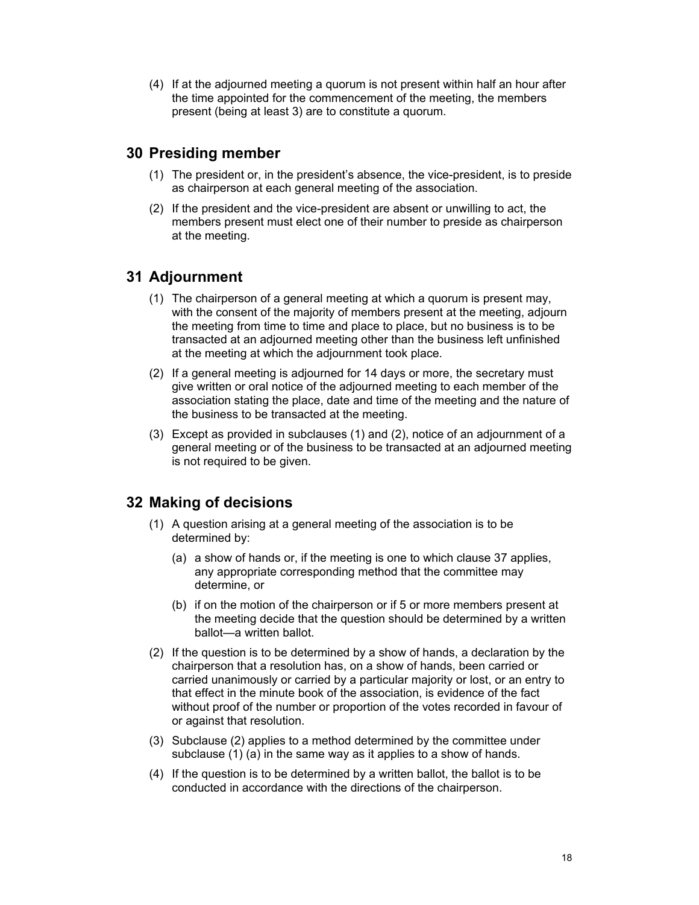(4) If at the adjourned meeting a quorum is not present within half an hour after the time appointed for the commencement of the meeting, the members present (being at least 3) are to constitute a quorum.

## 30 Presiding member

(1) The president or, in the president's absence, the vice-president, is to preside as chairperson at each general meeting of the association.

(2) If the president and the vice-president are absent or unwilling to act, the members present must elect one of their number to preside as chairperson at the meeting.

## 31 Adjournment

(1) The chairperson of a general meeting at which a quorum is present may, with the consent of the majority of members present at the meeting, adjourn the meeting from time to time and place to place, but no business is to be transacted at an adjourned meeting other than the business left unfinished at the meeting at which the adjournment took place.

(2) If a general meeting is adjourned for 14 days or more, the secretary must give written or oral notice of the adjourned meeting to each member of the association stating the place, date and time of the meeting and the nature of the business to be transacted at the meeting.

(3) Except as provided in subclauses (1) and (2), notice of an adjournment of a general meeting or of the business to be transacted at an adjourned meeting is not required to be given.

## 32 Making of decisions

(1) A question arising at a general meeting of the association is to be determined by:

(a) a show of hands or, if the meeting is one to which clause 37 applies, any appropriate corresponding method that the committee may determine, or

(b) if on the motion of the chairperson or if 5 or more members present at the meeting decide that the question should be determined by a written ballot—a written ballot.

(2) If the question is to be determined by a show of hands, a declaration by the chairperson that a resolution has, on a show of hands, been carried or carried unanimously or carried by a particular majority or lost, or an entry to that effect in the minute book of the association, is evidence of the fact without proof of the number or proportion of the votes recorded in favour of or against that resolution.

(3) Subclause (2) applies to a method determined by the committee under subclause (1) (a) in the same way as it applies to a show of hands.

(4) If the question is to be determined by a written ballot, the ballot is to be conducted in accordance with the directions of the chairperson.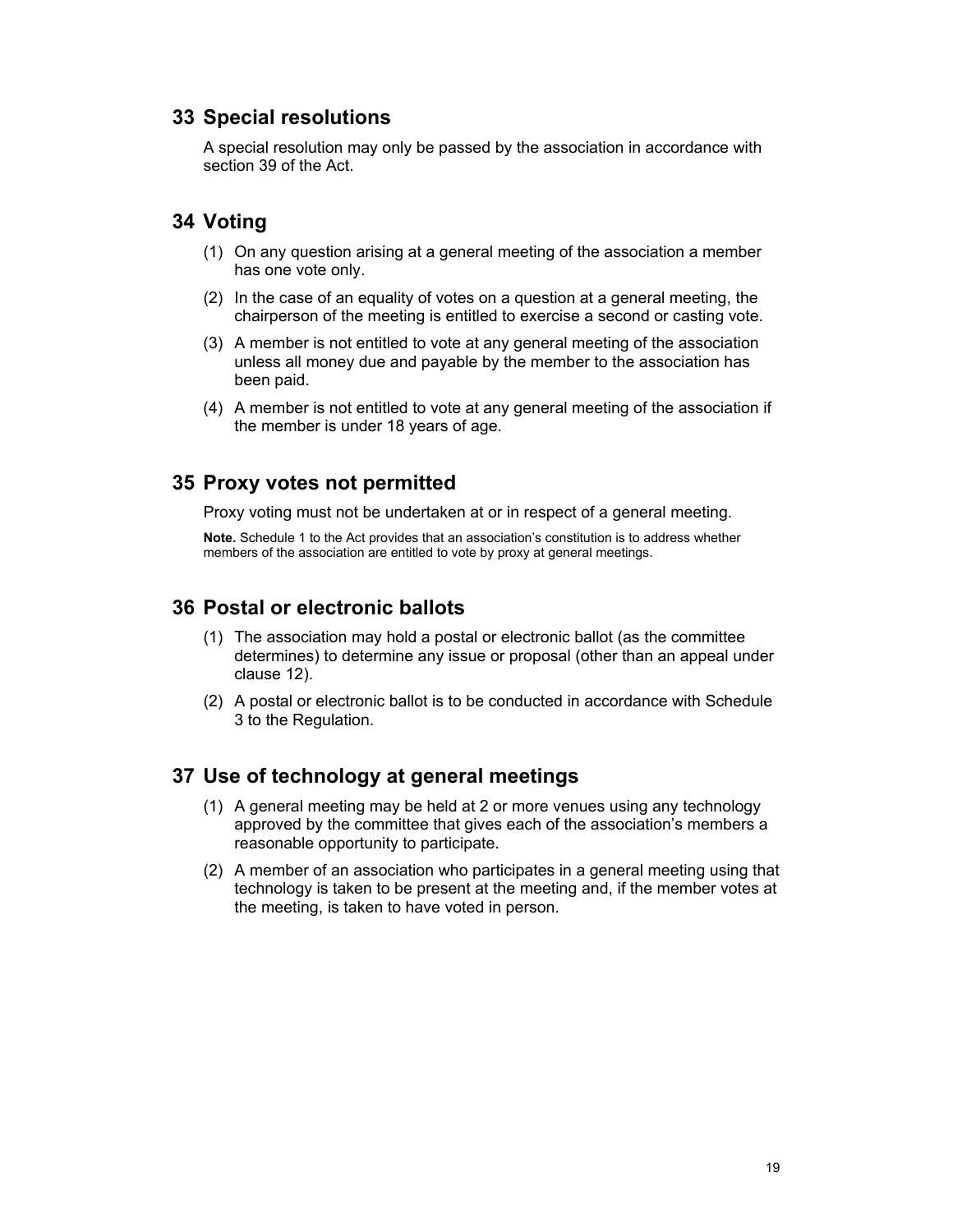## 33 Special resolutions

A special resolution may only be passed by the association in accordance with section 39 of the Act.

## 34 Voting

(1) On any question arising at a general meeting of the association a member has one vote only.

(2) In the case of an equality of votes on a question at a general meeting, the chairperson of the meeting is entitled to exercise a second or casting vote.

(3) A member is not entitled to vote at any general meeting of the association unless all money due and payable by the member to the association has been paid.

(4) A member is not entitled to vote at any general meeting of the association if the member is under 18 years of age.

## 35 Proxy votes not permitted

Proxy voting must not be undertaken at or in respect of a general meeting.

**Note.** Schedule 1 to the Act provides that an association's constitution is to address whether members of the association are entitled to vote by proxy at general meetings.

## 36 Postal or electronic ballots

(1) The association may hold a postal or electronic ballot (as the committee determines) to determine any issue or proposal (other than an appeal under clause 12).

(2) A postal or electronic ballot is to be conducted in accordance with Schedule 3 to the Regulation.

## 37 Use of technology at general meetings

(1) A general meeting may be held at 2 or more venues using any technology approved by the committee that gives each of the association's members a reasonable opportunity to participate.

(2) A member of an association who participates in a general meeting using that technology is taken to be present at the meeting and, if the member votes at the meeting, is taken to have voted in person.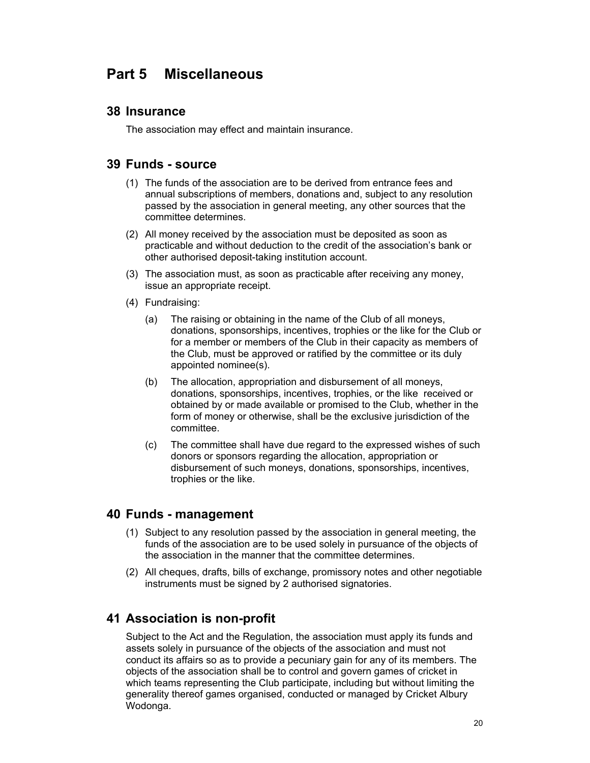# Part 5 Miscellaneous

## 38 Insurance

The association may effect and maintain insurance.

## 39 Funds - source

(1) The funds of the association are to be derived from entrance fees and annual subscriptions of members, donations and, subject to any resolution passed by the association in general meeting, any other sources that the committee determines.

(2) All money received by the association must be deposited as soon as practicable and without deduction to the credit of the association's bank or other authorised deposit-taking institution account.

(3) The association must, as soon as practicable after receiving any money, issue an appropriate receipt.

(4) Fundraising:

(a) The raising or obtaining in the name of the Club of all moneys, donations, sponsorships, incentives, trophies or the like for the Club or for a member or members of the Club in their capacity as members of the Club, must be approved or ratified by the committee or its duly appointed nominee(s).

(b) The allocation, appropriation and disbursement of all moneys, donations, sponsorships, incentives, trophies, or the like received or obtained by or made available or promised to the Club, whether in the form of money or otherwise, shall be the exclusive jurisdiction of the committee.

(c) The committee shall have due regard to the expressed wishes of such donors or sponsors regarding the allocation, appropriation or disbursement of such moneys, donations, sponsorships, incentives, trophies or the like.

## 40 Funds - management

(1) Subject to any resolution passed by the association in general meeting, the funds of the association are to be used solely in pursuance of the objects of the association in the manner that the committee determines.

(2) All cheques, drafts, bills of exchange, promissory notes and other negotiable instruments must be signed by 2 authorised signatories.

## 41 Association is non-profit

Subject to the Act and the Regulation, the association must apply its funds and assets solely in pursuance of the objects of the association and must not conduct its affairs so as to provide a pecuniary gain for any of its members. The objects of the association shall be to control and govern games of cricket in which teams representing the Club participate, including but without limiting the generality thereof games organised, conducted or managed by Cricket Albury Wodonga.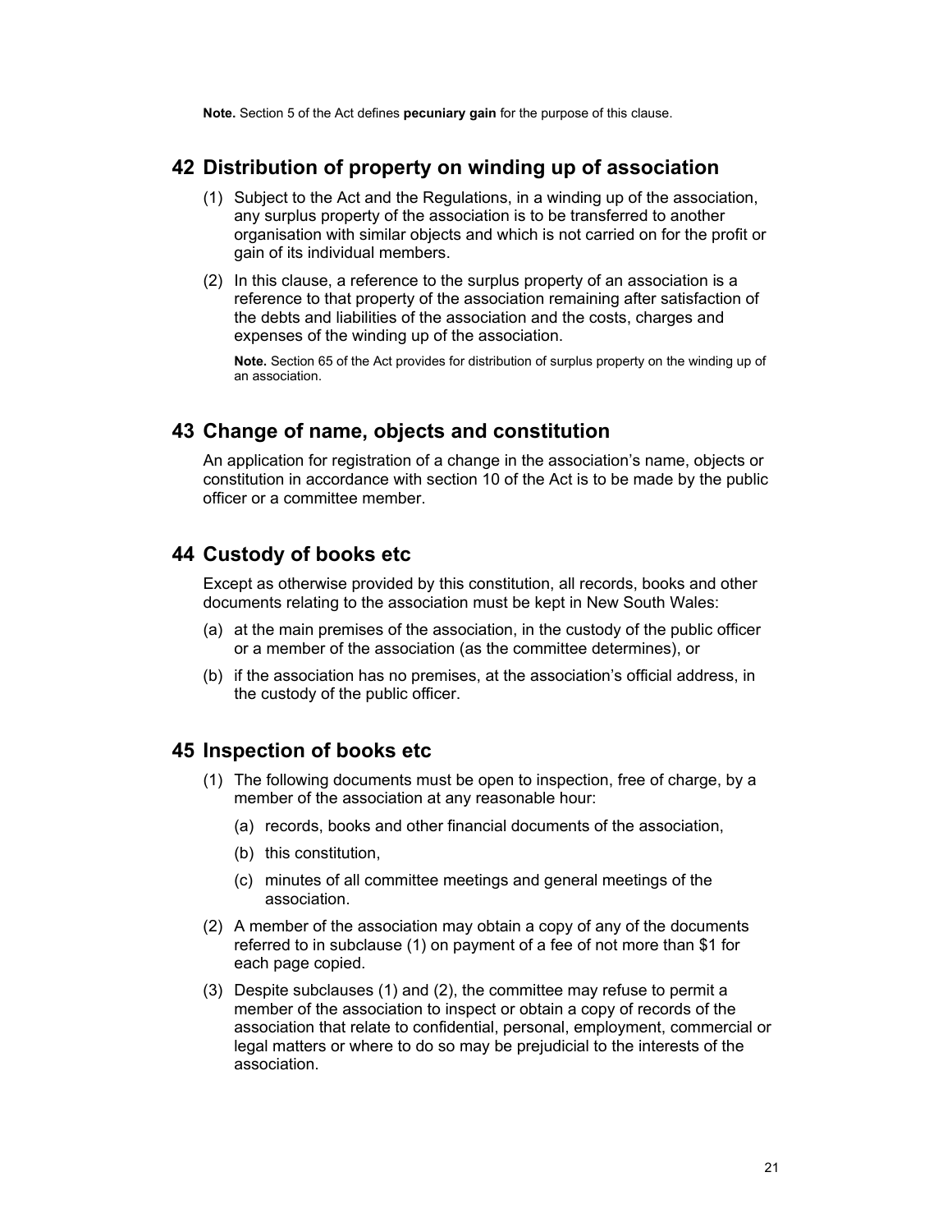**Note.** Section 5 of the Act defines **pecuniary gain** for the purpose of this clause.

## 42 Distribution of property on winding up of association

(1) Subject to the Act and the Regulations, in a winding up of the association, any surplus property of the association is to be transferred to another organisation with similar objects and which is not carried on for the profit or gain of its individual members.

(2) In this clause, a reference to the surplus property of an association is a reference to that property of the association remaining after satisfaction of the debts and liabilities of the association and the costs, charges and expenses of the winding up of the association.

**Note.** Section 65 of the Act provides for distribution of surplus property on the winding up of an association.

## 43 Change of name, objects and constitution

An application for registration of a change in the association's name, objects or constitution in accordance with section 10 of the Act is to be made by the public officer or a committee member.

## 44 Custody of books etc

Except as otherwise provided by this constitution, all records, books and other documents relating to the association must be kept in New South Wales:

(a) at the main premises of the association, in the custody of the public officer or a member of the association (as the committee determines), or

(b) if the association has no premises, at the association's official address, in the custody of the public officer.

## 45 Inspection of books etc

(1) The following documents must be open to inspection, free of charge, by a member of the association at any reasonable hour:

- (a) records, books and other financial documents of the association,
- (b) this constitution,
- (c) minutes of all committee meetings and general meetings of the association.

(2) A member of the association may obtain a copy of any of the documents referred to in subclause (1) on payment of a fee of not more than $1 for each page copied.

(3) Despite subclauses (1) and (2), the committee may refuse to permit a member of the association to inspect or obtain a copy of records of the association that relate to confidential, personal, employment, commercial or legal matters or where to do so may be prejudicial to the interests of the association.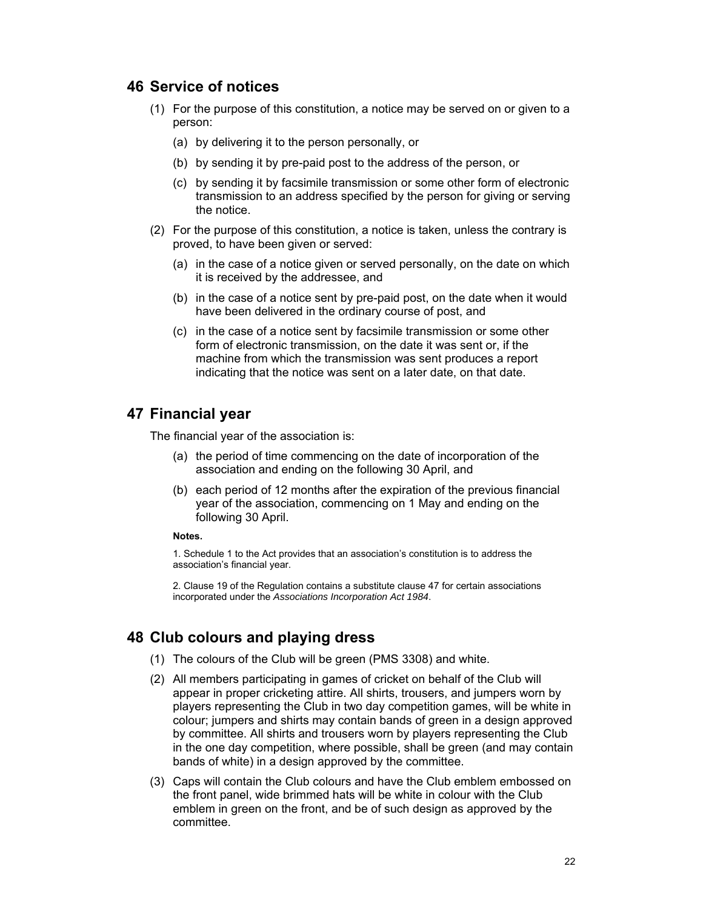## 46 Service of notices

(1) For the purpose of this constitution, a notice may be served on or given to a person:

(a) by delivering it to the person personally, or

(b) by sending it by pre-paid post to the address of the person, or

(c) by sending it by facsimile transmission or some other form of electronic transmission to an address specified by the person for giving or serving the notice.

(2) For the purpose of this constitution, a notice is taken, unless the contrary is proved, to have been given or served:

(a) in the case of a notice given or served personally, on the date on which it is received by the addressee, and

(b) in the case of a notice sent by pre-paid post, on the date when it would have been delivered in the ordinary course of post, and

(c) in the case of a notice sent by facsimile transmission or some other form of electronic transmission, on the date it was sent or, if the machine from which the transmission was sent produces a report indicating that the notice was sent on a later date, on that date.

## 47 Financial year

The financial year of the association is:

(a) the period of time commencing on the date of incorporation of the association and ending on the following 30 April, and

(b) each period of 12 months after the expiration of the previous financial year of the association, commencing on 1 May and ending on the following 30 April.

**Notes.**

1. Schedule 1 to the Act provides that an association's constitution is to address the association's financial year.

2. Clause 19 of the Regulation contains a substitute clause 47 for certain associations incorporated under the *Associations Incorporation Act 1984*.

## 48 Club colours and playing dress

(1) The colours of the Club will be green (PMS 3308) and white.

(2) All members participating in games of cricket on behalf of the Club will appear in proper cricketing attire. All shirts, trousers, and jumpers worn by players representing the Club in two day competition games, will be white in colour; jumpers and shirts may contain bands of green in a design approved by committee. All shirts and trousers worn by players representing the Club in the one day competition, where possible, shall be green (and may contain bands of white) in a design approved by the committee.

(3) Caps will contain the Club colours and have the Club emblem embossed on the front panel, wide brimmed hats will be white in colour with the Club emblem in green on the front, and be of such design as approved by the committee.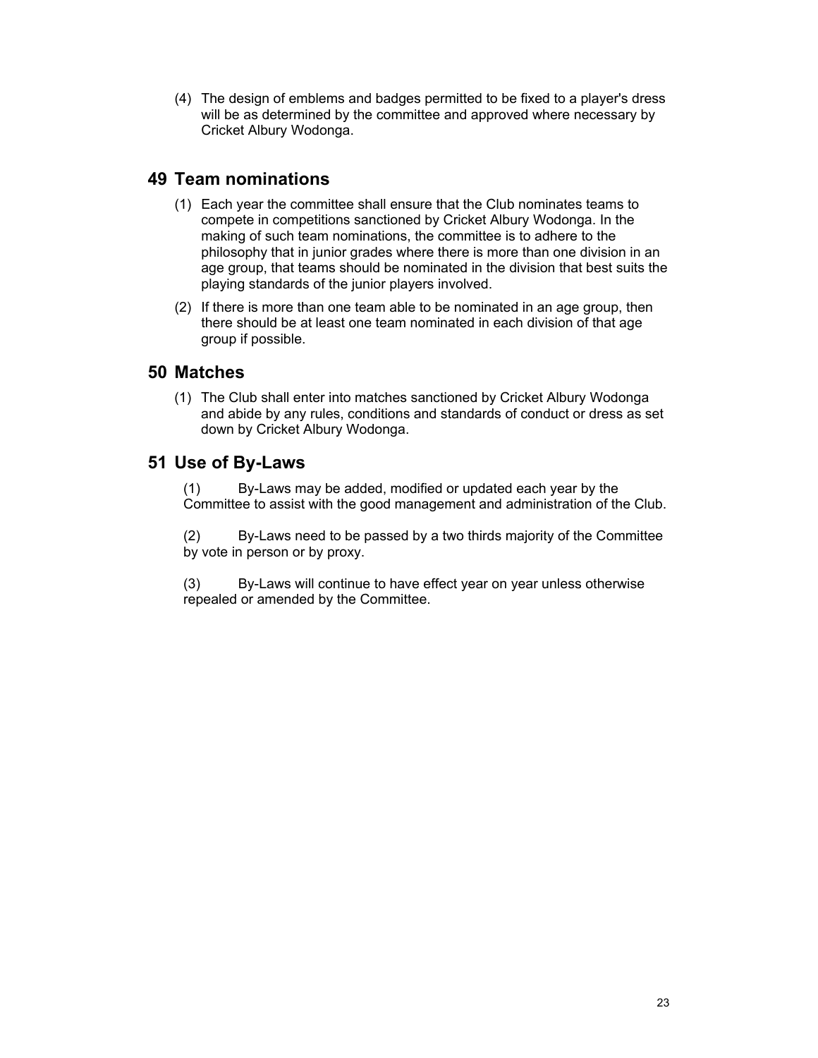(4) The design of emblems and badges permitted to be fixed to a player's dress will be as determined by the committee and approved where necessary by Cricket Albury Wodonga.

## 49 Team nominations

(1) Each year the committee shall ensure that the Club nominates teams to compete in competitions sanctioned by Cricket Albury Wodonga. In the making of such team nominations, the committee is to adhere to the philosophy that in junior grades where there is more than one division in an age group, that teams should be nominated in the division that best suits the playing standards of the junior players involved.

(2) If there is more than one team able to be nominated in an age group, then there should be at least one team nominated in each division of that age group if possible.

## 50 Matches

(1) The Club shall enter into matches sanctioned by Cricket Albury Wodonga and abide by any rules, conditions and standards of conduct or dress as set down by Cricket Albury Wodonga.

## 51 Use of By-Laws

(1) By-Laws may be added, modified or updated each year by the Committee to assist with the good management and administration of the Club.

(2) By-Laws need to be passed by a two thirds majority of the Committee by vote in person or by proxy.

(3) By-Laws will continue to have effect year on year unless otherwise repealed or amended by the Committee.